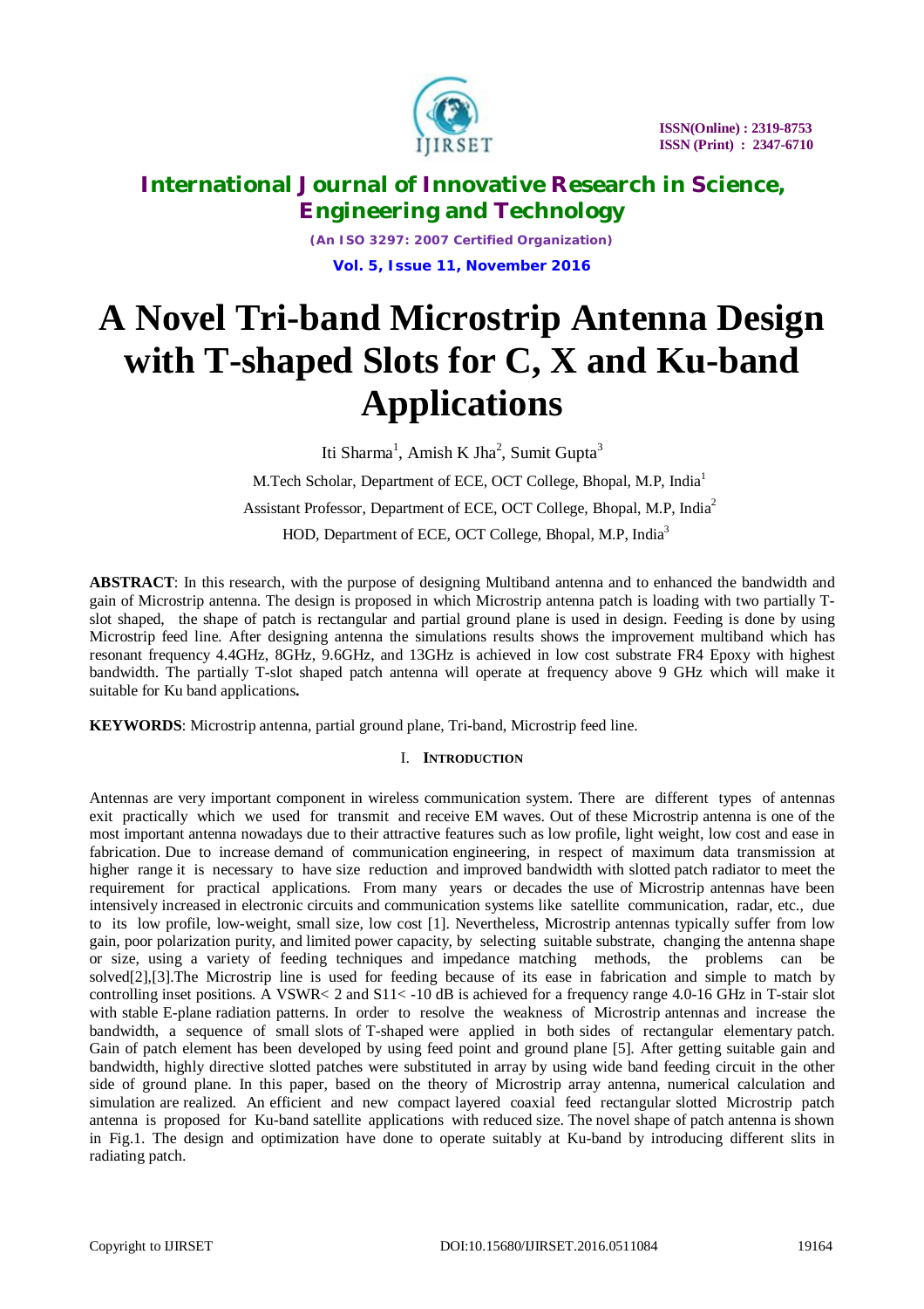# A Novel Tri-band Microstrip Antenna Design with T-shaped Slots for C, X and Ku-band Applications

Iti Sharma[1], Amish K Jha[2], Sumit Gupta[3]

M.Tech Scholar, Department of ECE, OCT College, Bhopal, M.P, India[1]

Assistant Professor, Department of ECE, OCT College, Bhopal, M.P, India[2]

HOD, Department of ECE, OCT College, Bhopal, M.P, India[3]

**ABSTRACT**: In this research, with the purpose of designing Multiband antenna and to enhanced the bandwidth and gain of Microstrip antenna. The design is proposed in which Microstrip antenna patch is loading with two partially T-slot shaped, the shape of patch is rectangular and partial ground plane is used in design. Feeding is done by using Microstrip feed line. After designing antenna the simulations results shows the improvement multiband which has resonant frequency 4.4GHz, 8GHz, 9.6GHz, and 13GHz is achieved in low cost substrate FR4 Epoxy with highest bandwidth. The partially T-slot shaped patch antenna will operate at frequency above 9 GHz which will make it suitable for Ku band applications**.**

**KEYWORDS**: Microstrip antenna, partial ground plane, Tri-band, Microstrip feed line.

## I. Introduction

Antennas are very important component in wireless communication system. There are different types of antennas exit practically which we used for transmit and receive EM waves. Out of these Microstrip antenna is one of the most important antenna nowadays due to their attractive features such as low profile, light weight, low cost and ease in fabrication. Due to increase demand of communication engineering, in respect of maximum data transmission at higher range it is necessary to have size reduction and improved bandwidth with slotted patch radiator to meet the requirement for practical applications. From many years or decades the use of Microstrip antennas have been intensively increased in electronic circuits and communication systems like satellite communication, radar, etc., due to its low profile, low-weight, small size, low cost [1]. Nevertheless, Microstrip antennas typically suffer from low gain, poor polarization purity, and limited power capacity, by selecting suitable substrate, changing the antenna shape or size, using a variety of feeding techniques and impedance matching methods, the problems can be solved[2],[3].The Microstrip line is used for feeding because of its ease in fabrication and simple to match by controlling inset positions. A VSWR< 2 and S11< -10 dB is achieved for a frequency range 4.0-16 GHz in T-stair slot with stable E-plane radiation patterns. In order to resolve the weakness of Microstrip antennas and increase the bandwidth, a sequence of small slots of T-shaped were applied in both sides of rectangular elementary patch. Gain of patch element has been developed by using feed point and ground plane [5]. After getting suitable gain and bandwidth, highly directive slotted patches were substituted in array by using wide band feeding circuit in the other side of ground plane. In this paper, based on the theory of Microstrip array antenna, numerical calculation and simulation are realized. An efficient and new compact layered coaxial feed rectangular slotted Microstrip patch antenna is proposed for Ku-band satellite applications with reduced size. The novel shape of patch antenna is shown in Fig.1. The design and optimization have done to operate suitably at Ku-band by introducing different slits in radiating patch.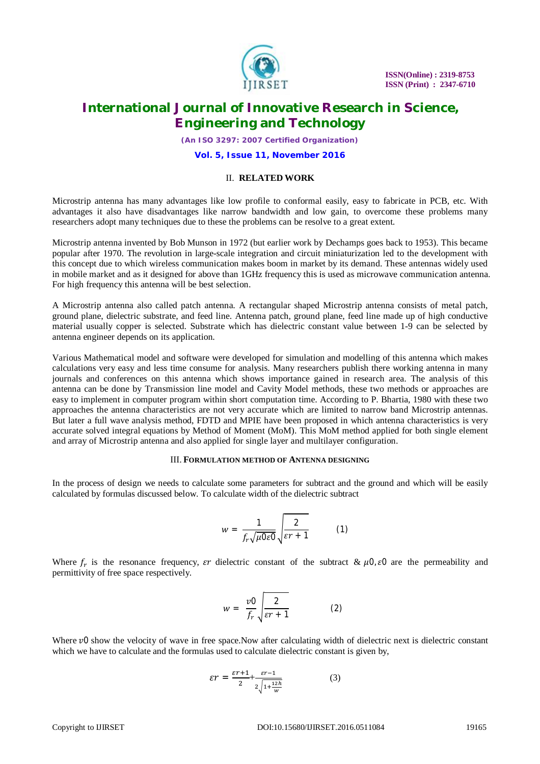## II. RELATED WORK

Microstrip antenna has many advantages like low profile to conformal easily, easy to fabricate in PCB, etc. With advantages it also have disadvantages like narrow bandwidth and low gain, to overcome these problems many researchers adopt many techniques due to these the problems can be resolve to a great extent.

Microstrip antenna invented by Bob Munson in 1972 (but earlier work by Dechamps goes back to 1953). This became popular after 1970. The revolution in large-scale integration and circuit miniaturization led to the development with this concept due to which wireless communication makes boom in market by its demand. These antennas widely used in mobile market and as it designed for above than 1GHz frequency this is used as microwave communication antenna. For high frequency this antenna will be best selection.

A Microstrip antenna also called patch antenna. A rectangular shaped Microstrip antenna consists of metal patch, ground plane, dielectric substrate, and feed line. Antenna patch, ground plane, feed line made up of high conductive material usually copper is selected. Substrate which has dielectric constant value between 1-9 can be selected by antenna engineer depends on its application.

Various Mathematical model and software were developed for simulation and modelling of this antenna which makes calculations very easy and less time consume for analysis. Many researchers publish there working antenna in many journals and conferences on this antenna which shows importance gained in research area. The analysis of this antenna can be done by Transmission line model and Cavity Model methods, these two methods or approaches are easy to implement in computer program within short computation time. According to P. Bhartia, 1980 with these two approaches the antenna characteristics are not very accurate which are limited to narrow band Microstrip antennas. But later a full wave analysis method, FDTD and MPIE have been proposed in which antenna characteristics is very accurate solved integral equations by Method of Moment (MoM). This MoM method applied for both single element and array of Microstrip antenna and also applied for single layer and multilayer configuration.

## III. FORMULATION METHOD OF ANTENNA DESIGNING

In the process of design we needs to calculate some parameters for subtract and the ground and which will be easily calculated by formulas discussed below. To calculate width of the dielectric subtract

$$w = \frac{1}{f_r\sqrt{\mu 0 \varepsilon 0}}\sqrt{\frac{2}{\varepsilon r + 1}} \qquad (1)$$

Where $f_r$ is the resonance frequency, $\varepsilon r$ dielectric constant of the subtract & $\mu 0, \varepsilon 0$ are the permeability and permittivity of free space respectively.

$$w = \frac{v0}{f_r}\sqrt{\frac{2}{\varepsilon r + 1}} \qquad (2)$$

Where $v0$ show the velocity of wave in free space.Now after calculating width of dielectric next is dielectric constant which we have to calculate and the formulas used to calculate dielectric constant is given by,

$$\varepsilon r = \frac{\varepsilon r + 1}{2} + \frac{\varepsilon r - 1}{2\sqrt{1 + \frac{12h}{w}}} \qquad (3)$$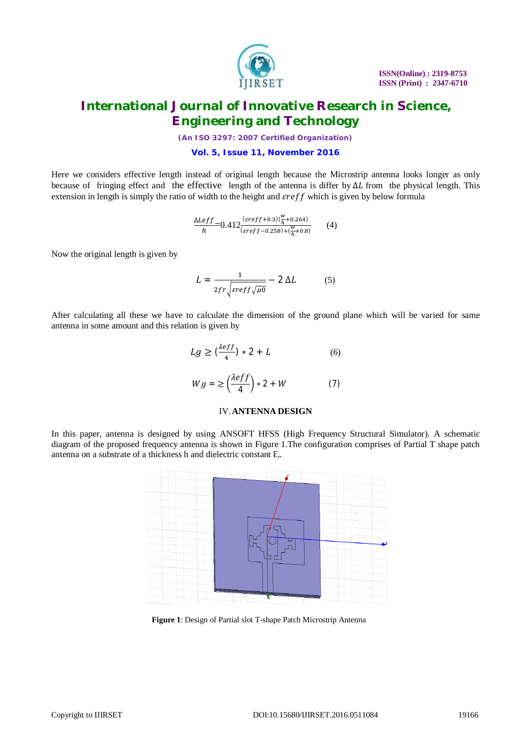Here we considers effective length instead of original length because the Microstrip antenna looks longer as only because of fringing effect and the effective length of the antenna is differ by $\Delta L$ from the physical length. This extension in length is simply the ratio of width to the height and $\varepsilon reff$ which is given by below formula

$$\frac{\Delta Leff}{h}=0.412\frac{(\varepsilon reff+0.3)(\frac{W}{h}+0.264)}{(\varepsilon reff-0.258)+(\frac{W}{h}+0.8)} \qquad (4)$$

Now the original length is given by

$$L=\frac{1}{2fr\sqrt{\varepsilon reff\sqrt{\mu 0}}}-2\,\Delta L \qquad (5)$$

After calculating all these we have to calculate the dimension of the ground plane which will be varied for same antenna in some amount and this relation is given by

$$Lg \geq (\frac{\lambda eff}{4})*2+L \qquad (6)$$

$$Wg = \geq \left(\frac{\lambda eff}{4}\right)*2+W \qquad (7)$$

## IV. ANTENNA DESIGN

In this paper, antenna is designed by using ANSOFT HFSS (High Frequency Structural Simulator). A schematic diagram of the proposed frequency antenna is shown in Figure 1.The configuration comprises of Partial T shape patch antenna on a substrate of a thickness h and dielectric constant $\varepsilon_r$.

**Figure 1**: Design of Partial slot T-shape Patch Microstrip Antenna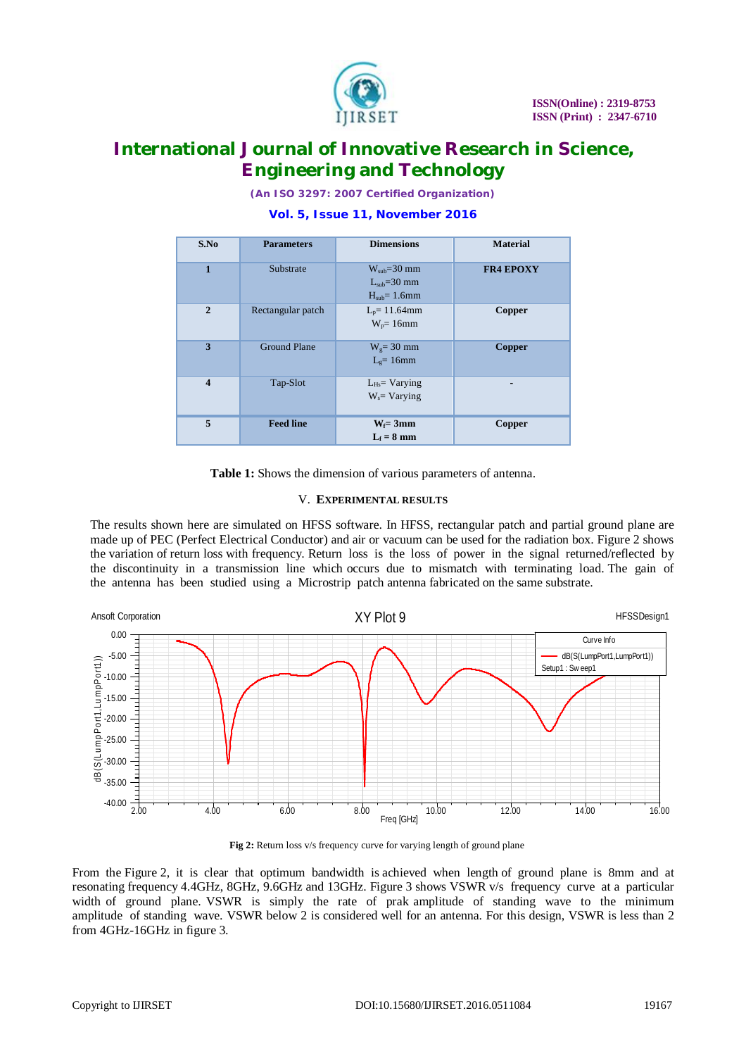| S.No | Parameters | Dimensions | Material |
|---|---|---|---|
| 1 | Substrate | $W_{sub}$=30 mm $L_{sub}$=30 mm $H_{sub}$= 1.6mm | FR4 EPOXY |
| 2 | Rectangular patch | $L_p$= 11.64mm $W_p$= 16mm | Copper |
| 3 | Ground Plane | $W_g$= 30 mm $L_g$= 16mm | Copper |
| 4 | Tap-Slot | $L_{Hs}$= Varying $W_s$= Varying | - |
| 5 | **Feed line** | $W_f$= **3mm** $L_f$ = **8 mm** | Copper |

**Table 1:** Shows the dimension of various parameters of antenna.

## V. EXPERIMENTAL RESULTS

The results shown here are simulated on HFSS software. In HFSS, rectangular patch and partial ground plane are made up of PEC (Perfect Electrical Conductor) and air or vacuum can be used for the radiation box. Figure 2 shows the variation of return loss with frequency. Return loss is the loss of power in the signal returned/reflected by the discontinuity in a transmission line which occurs due to mismatch with terminating load. The gain of the antenna has been studied using a Microstrip patch antenna fabricated on the same substrate.

**Fig 2:** Return loss v/s frequency curve for varying length of ground plane

From the Figure 2, it is clear that optimum bandwidth is achieved when length of ground plane is 8mm and at resonating frequency 4.4GHz, 8GHz, 9.6GHz and 13GHz. Figure 3 shows VSWR v/s frequency curve at a particular width of ground plane. VSWR is simply the rate of prak amplitude of standing wave to the minimum amplitude of standing wave. VSWR below 2 is considered well for an antenna. For this design, VSWR is less than 2 from 4GHz-16GHz in figure 3.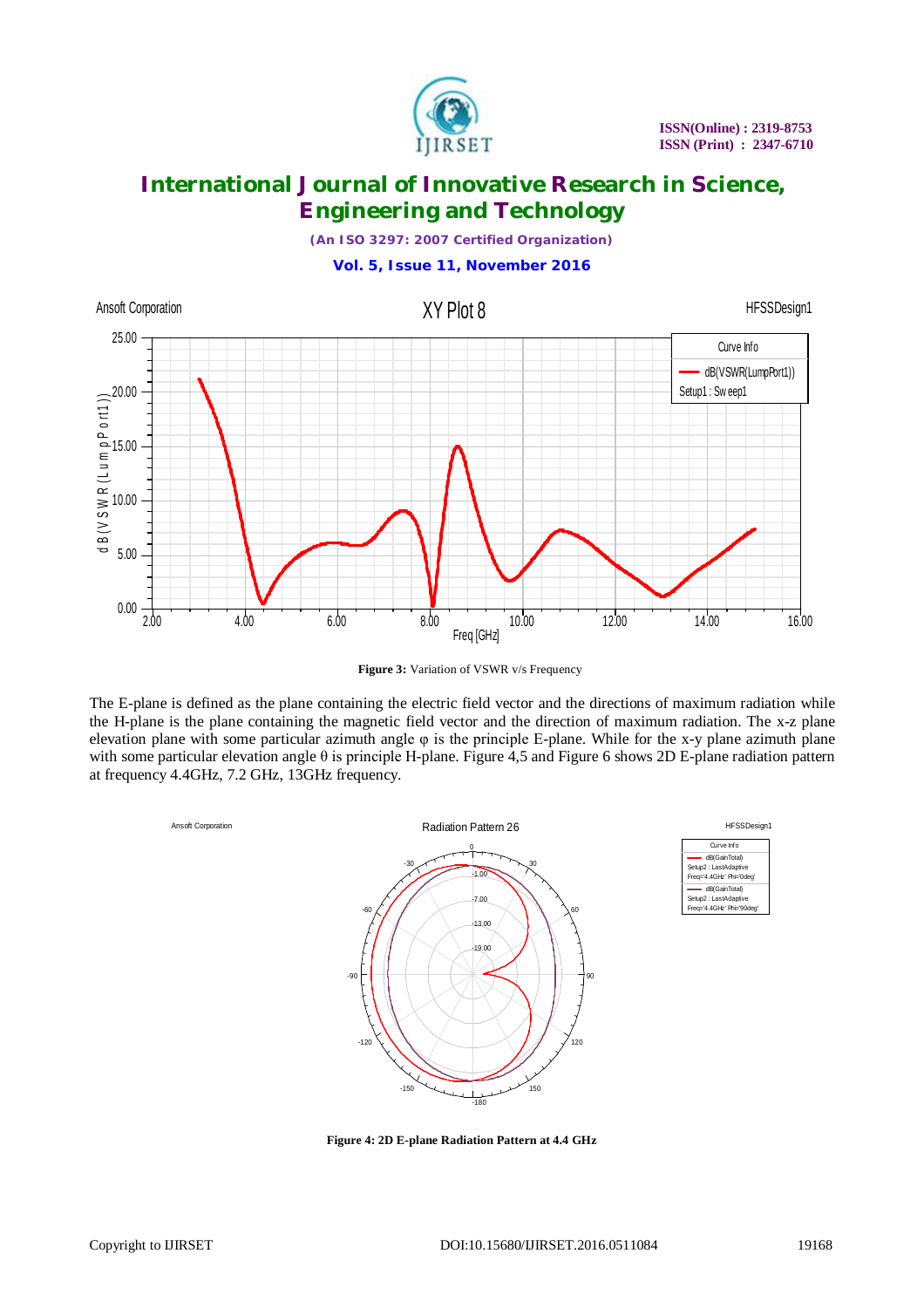**Figure 3:** Variation of VSWR v/s Frequency

The E-plane is defined as the plane containing the electric field vector and the directions of maximum radiation while the H-plane is the plane containing the magnetic field vector and the direction of maximum radiation. The x-z plane elevation plane with some particular azimuth angle φ is the principle E-plane. While for the x-y plane azimuth plane with some particular elevation angle θ is principle H-plane. Figure 4,5 and Figure 6 shows 2D E-plane radiation pattern at frequency 4.4GHz, 7.2 GHz, 13GHz frequency.

**Figure 4: 2D E-plane Radiation Pattern at 4.4 GHz**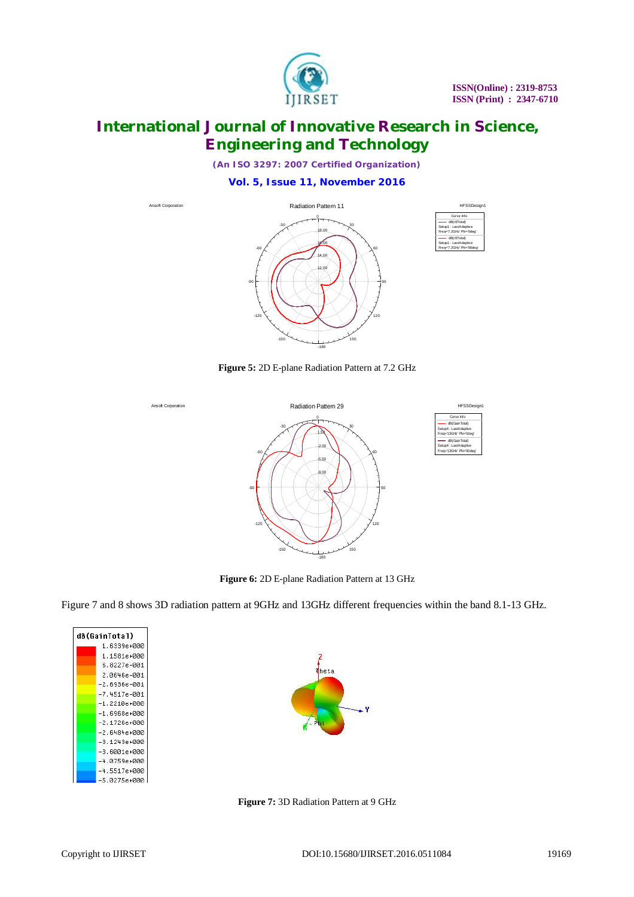**Figure 5:** 2D E-plane Radiation Pattern at 7.2 GHz

**Figure 6:** 2D E-plane Radiation Pattern at 13 GHz

Figure 7 and 8 shows 3D radiation pattern at 9GHz and 13GHz different frequencies within the band 8.1-13 GHz.

**Figure 7:** 3D Radiation Pattern at 9 GHz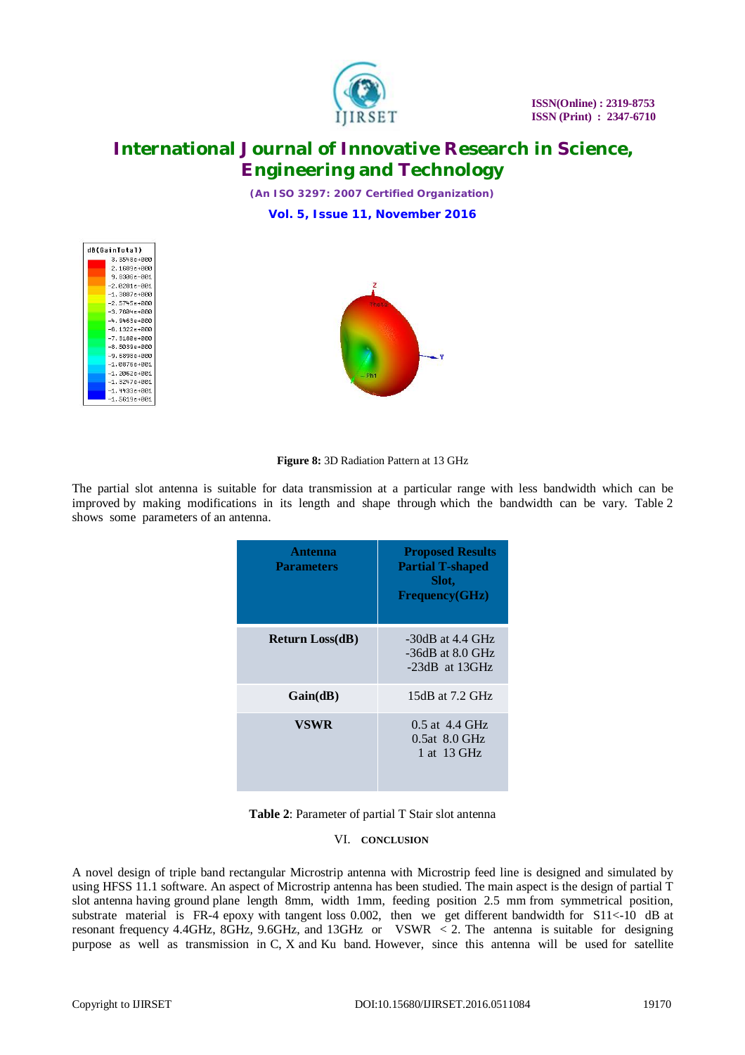**Figure 8:** 3D Radiation Pattern at 13 GHz

The partial slot antenna is suitable for data transmission at a particular range with less bandwidth which can be improved by making modifications in its length and shape through which the bandwidth can be vary. Table 2 shows some parameters of an antenna.

| Antenna Parameters | Proposed Results Partial T-shaped Slot, Frequency(GHz) |
|---|---|
| **Return Loss(dB)** | -30dB at 4.4 GHz<br>-36dB at 8.0 GHz<br>-23dB at 13GHz |
| **Gain(dB)** | 15dB at 7.2 GHz |
| **VSWR** | 0.5 at 4.4 GHz<br>0.5at 8.0 GHz<br>1 at 13 GHz |

**Table 2**: Parameter of partial T Stair slot antenna

## VI. CONCLUSION

A novel design of triple band rectangular Microstrip antenna with Microstrip feed line is designed and simulated by using HFSS 11.1 software. An aspect of Microstrip antenna has been studied. The main aspect is the design of partial T slot antenna having ground plane length 8mm, width 1mm, feeding position 2.5 mm from symmetrical position, substrate material is FR-4 epoxy with tangent loss 0.002, then we get different bandwidth for S11<-10 dB at resonant frequency 4.4GHz, 8GHz, 9.6GHz, and 13GHz or VSWR < 2. The antenna is suitable for designing purpose as well as transmission in C, X and Ku band. However, since this antenna will be used for satellite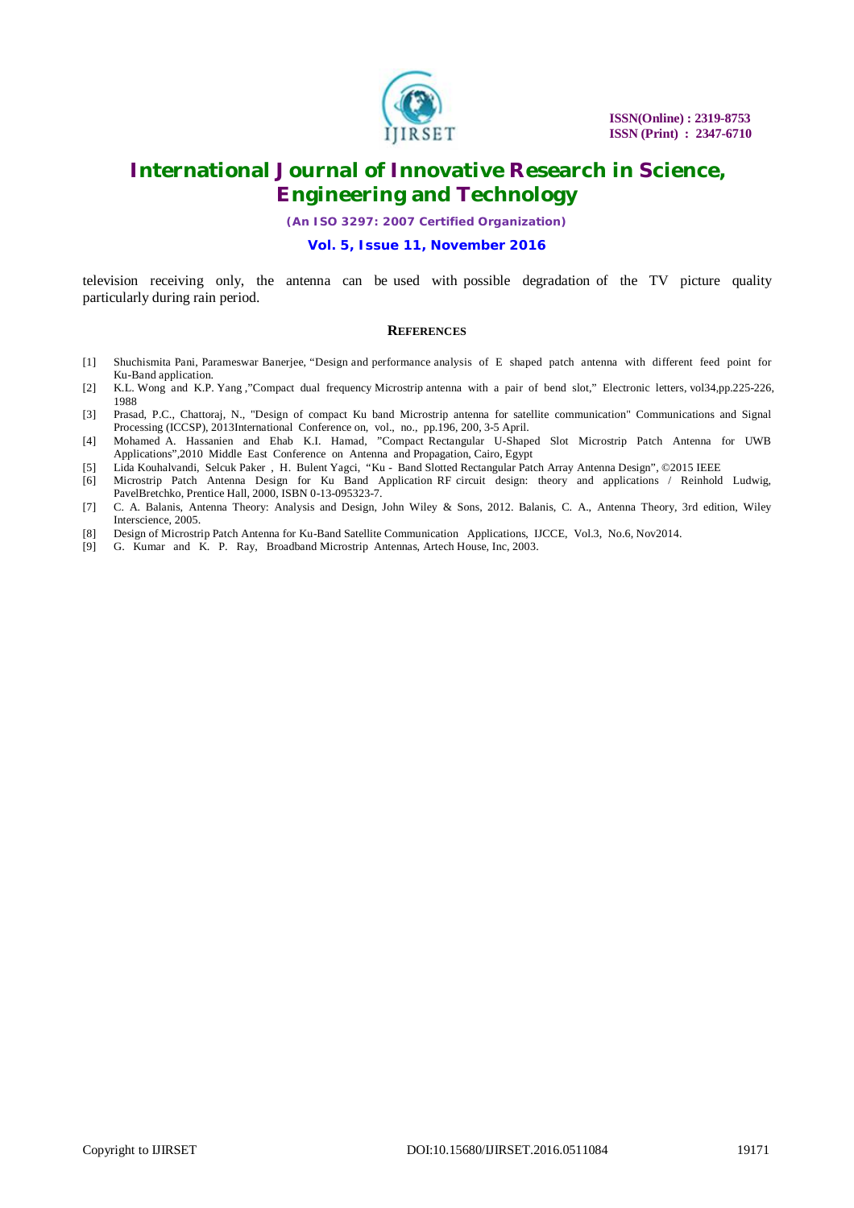television receiving only, the antenna can be used with possible degradation of the TV picture quality particularly during rain period.

## REFERENCES

[1] Shuchismita Pani, Parameswar Banerjee, "Design and performance analysis of E shaped patch antenna with different feed point for Ku-Band application.

[2] K.L. Wong and K.P. Yang ,"Compact dual frequency Microstrip antenna with a pair of bend slot," Electronic letters, vol34,pp.225-226, 1988

[3] Prasad, P.C., Chattoraj, N., "Design of compact Ku band Microstrip antenna for satellite communication" Communications and Signal Processing (ICCSP), 2013International Conference on, vol., no., pp.196, 200, 3-5 April.

[4] Mohamed A. Hassanien and Ehab K.I. Hamad, "Compact Rectangular U-Shaped Slot Microstrip Patch Antenna for UWB Applications",2010 Middle East Conference on Antenna and Propagation, Cairo, Egypt

[5] Lida Kouhalvandi, Selcuk Paker , H. Bulent Yagci, "Ku - Band Slotted Rectangular Patch Array Antenna Design", ©2015 IEEE

[6] Microstrip Patch Antenna Design for Ku Band Application RF circuit design: theory and applications / Reinhold Ludwig, PavelBretchko, Prentice Hall, 2000, ISBN 0-13-095323-7.

[7] C. A. Balanis, Antenna Theory: Analysis and Design, John Wiley & Sons, 2012. Balanis, C. A., Antenna Theory, 3rd edition, Wiley Interscience, 2005.

[8] Design of Microstrip Patch Antenna for Ku-Band Satellite Communication Applications, IJCCE, Vol.3, No.6, Nov2014.

[9] G. Kumar and K. P. Ray, Broadband Microstrip Antennas, Artech House, Inc, 2003.